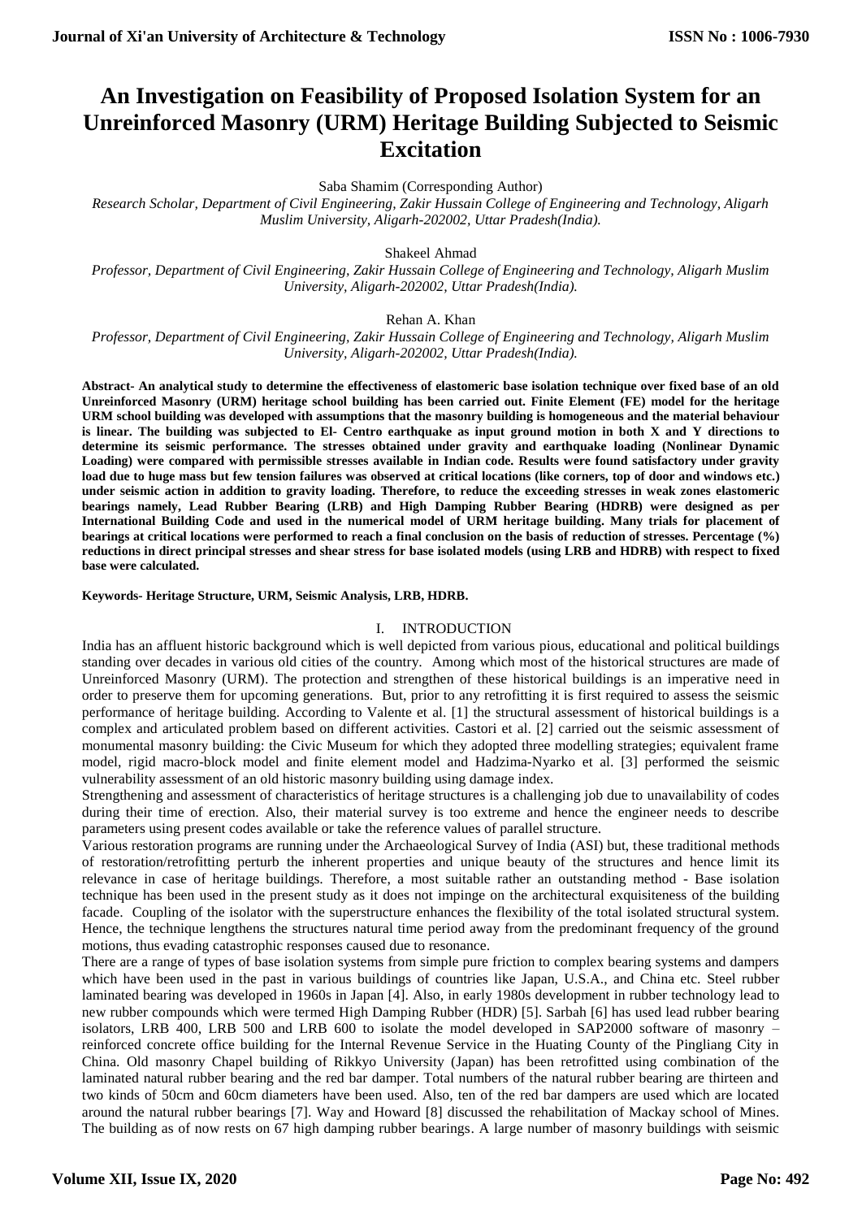# An Investigation on Feasibility of Proposed Isolation System for an Unreinforced Masonry (URM) Heritage Building Subjected to Seismic Excitation

Saba Shamim (Corresponding Author)

*Research Scholar, Department of Civil Engineering, Zakir Hussain College of Engineering and Technology, Aligarh Muslim University, Aligarh-202002, Uttar Pradesh(India).*

Shakeel Ahmad

*Professor, Department of Civil Engineering, Zakir Hussain College of Engineering and Technology, Aligarh Muslim University, Aligarh-202002, Uttar Pradesh(India).*

Rehan A. Khan

*Professor, Department of Civil Engineering, Zakir Hussain College of Engineering and Technology, Aligarh Muslim University, Aligarh-202002, Uttar Pradesh(India).*

**Abstract- An analytical study to determine the effectiveness of elastomeric base isolation technique over fixed base of an old Unreinforced Masonry (URM) heritage school building has been carried out. Finite Element (FE) model for the heritage URM school building was developed with assumptions that the masonry building is homogeneous and the material behaviour is linear. The building was subjected to El- Centro earthquake as input ground motion in both X and Y directions to determine its seismic performance. The stresses obtained under gravity and earthquake loading (Nonlinear Dynamic Loading) were compared with permissible stresses available in Indian code. Results were found satisfactory under gravity load due to huge mass but few tension failures was observed at critical locations (like corners, top of door and windows etc.) under seismic action in addition to gravity loading. Therefore, to reduce the exceeding stresses in weak zones elastomeric bearings namely, Lead Rubber Bearing (LRB) and High Damping Rubber Bearing (HDRB) were designed as per International Building Code and used in the numerical model of URM heritage building. Many trials for placement of bearings at critical locations were performed to reach a final conclusion on the basis of reduction of stresses. Percentage (%) reductions in direct principal stresses and shear stress for base isolated models (using LRB and HDRB) with respect to fixed base were calculated.**

**Keywords- Heritage Structure, URM, Seismic Analysis, LRB, HDRB.**

## I. INTRODUCTION

India has an affluent historic background which is well depicted from various pious, educational and political buildings standing over decades in various old cities of the country. Among which most of the historical structures are made of Unreinforced Masonry (URM). The protection and strengthen of these historical buildings is an imperative need in order to preserve them for upcoming generations. But, prior to any retrofitting it is first required to assess the seismic performance of heritage building. According to Valente et al. [1] the structural assessment of historical buildings is a complex and articulated problem based on different activities. Castori et al. [2] carried out the seismic assessment of monumental masonry building: the Civic Museum for which they adopted three modelling strategies; equivalent frame model, rigid macro-block model and finite element model and Hadzima-Nyarko et al. [3] performed the seismic vulnerability assessment of an old historic masonry building using damage index.

Strengthening and assessment of characteristics of heritage structures is a challenging job due to unavailability of codes during their time of erection. Also, their material survey is too extreme and hence the engineer needs to describe parameters using present codes available or take the reference values of parallel structure.

Various restoration programs are running under the Archaeological Survey of India (ASI) but, these traditional methods of restoration/retrofitting perturb the inherent properties and unique beauty of the structures and hence limit its relevance in case of heritage buildings. Therefore, a most suitable rather an outstanding method - Base isolation technique has been used in the present study as it does not impinge on the architectural exquisiteness of the building facade. Coupling of the isolator with the superstructure enhances the flexibility of the total isolated structural system. Hence, the technique lengthens the structures natural time period away from the predominant frequency of the ground motions, thus evading catastrophic responses caused due to resonance.

There are a range of types of base isolation systems from simple pure friction to complex bearing systems and dampers which have been used in the past in various buildings of countries like Japan, U.S.A., and China etc. Steel rubber laminated bearing was developed in 1960s in Japan [4]. Also, in early 1980s development in rubber technology lead to new rubber compounds which were termed High Damping Rubber (HDR) [5]. Sarbah [6] has used lead rubber bearing isolators, LRB 400, LRB 500 and LRB 600 to isolate the model developed in SAP2000 software of masonry – reinforced concrete office building for the Internal Revenue Service in the Huating County of the Pingliang City in China. Old masonry Chapel building of Rikkyo University (Japan) has been retrofitted using combination of the laminated natural rubber bearing and the red bar damper. Total numbers of the natural rubber bearing are thirteen and two kinds of 50cm and 60cm diameters have been used. Also, ten of the red bar dampers are used which are located around the natural rubber bearings [7]. Way and Howard [8] discussed the rehabilitation of Mackay school of Mines. The building as of now rests on 67 high damping rubber bearings. A large number of masonry buildings with seismic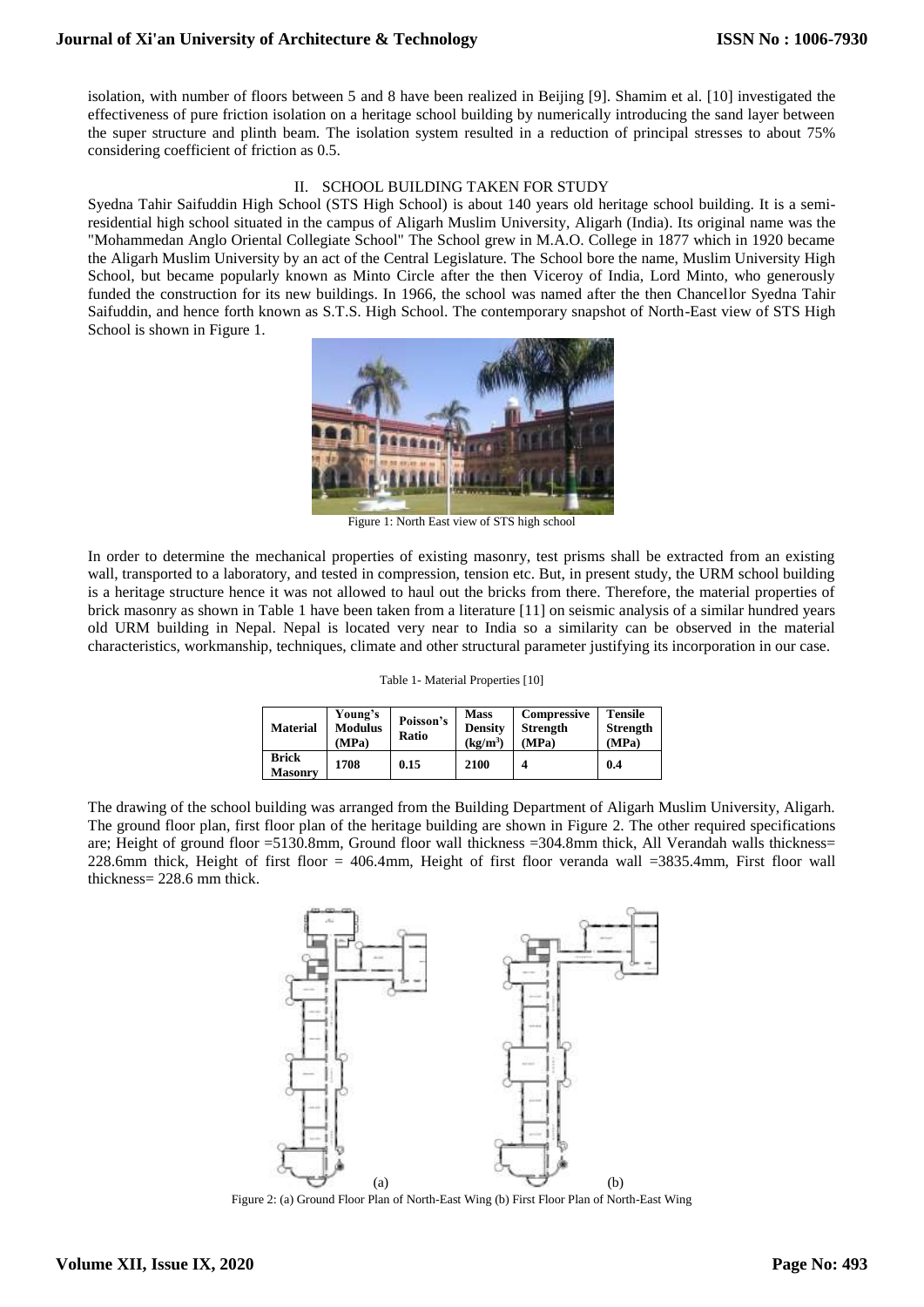isolation, with number of floors between 5 and 8 have been realized in Beijing [9]. Shamim et al. [10] investigated the effectiveness of pure friction isolation on a heritage school building by numerically introducing the sand layer between the super structure and plinth beam. The isolation system resulted in a reduction of principal stresses to about 75% considering coefficient of friction as 0.5.

## II. SCHOOL BUILDING TAKEN FOR STUDY

Syedna Tahir Saifuddin High School (STS High School) is about 140 years old heritage school building. It is a semi-residential high school situated in the campus of Aligarh Muslim University, Aligarh (India). Its original name was the "Mohammedan Anglo Oriental Collegiate School" The School grew in M.A.O. College in 1877 which in 1920 became the Aligarh Muslim University by an act of the Central Legislature. The School bore the name, Muslim University High School, but became popularly known as Minto Circle after the then Viceroy of India, Lord Minto, who generously funded the construction for its new buildings. In 1966, the school was named after the then Chancellor Syedna Tahir Saifuddin, and hence forth known as S.T.S. High School. The contemporary snapshot of North-East view of STS High School is shown in Figure 1.

Figure 1: North East view of STS high school

In order to determine the mechanical properties of existing masonry, test prisms shall be extracted from an existing wall, transported to a laboratory, and tested in compression, tension etc. But, in present study, the URM school building is a heritage structure hence it was not allowed to haul out the bricks from there. Therefore, the material properties of brick masonry as shown in Table 1 have been taken from a literature [11] on seismic analysis of a similar hundred years old URM building in Nepal. Nepal is located very near to India so a similarity can be observed in the material characteristics, workmanship, techniques, climate and other structural parameter justifying its incorporation in our case.

Table 1- Material Properties [10]

| Material | Young's Modulus (MPa) | Poisson's Ratio | Mass Density ($kg/m^3$) | Compressive Strength (MPa) | Tensile Strength (MPa) |
|---|---|---|---|---|---|
| **Brick Masonry** | **1708** | **0.15** | **2100** | **4** | **0.4** |

The drawing of the school building was arranged from the Building Department of Aligarh Muslim University, Aligarh. The ground floor plan, first floor plan of the heritage building are shown in Figure 2. The other required specifications are; Height of ground floor =5130.8mm, Ground floor wall thickness =304.8mm thick, All Verandah walls thickness= 228.6mm thick, Height of first floor = 406.4mm, Height of first floor veranda wall =3835.4mm, First floor wall thickness= 228.6 mm thick.

(a) (b)

Figure 2: (a) Ground Floor Plan of North-East Wing (b) First Floor Plan of North-East Wing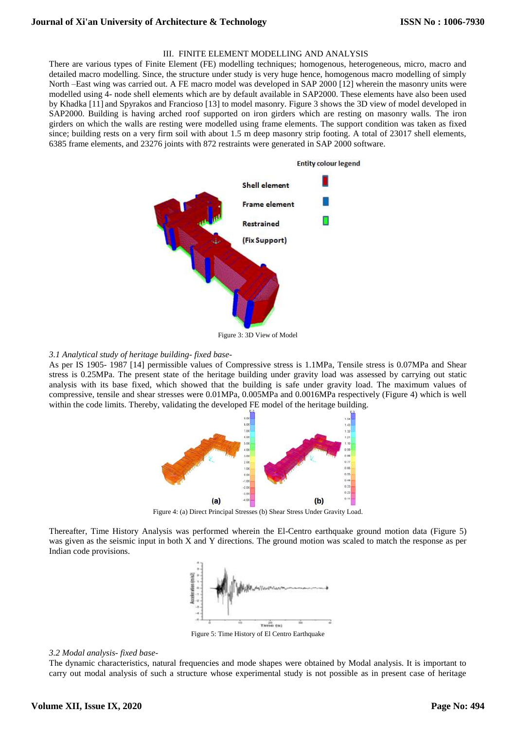### III. FINITE ELEMENT MODELLING AND ANALYSIS

There are various types of Finite Element (FE) modelling techniques; homogenous, heterogeneous, micro, macro and detailed macro modelling. Since, the structure under study is very huge hence, homogenous macro modelling of simply North –East wing was carried out. A FE macro model was developed in SAP 2000 [12] wherein the masonry units were modelled using 4- node shell elements which are by default available in SAP2000. These elements have also been used by Khadka [11] and Spyrakos and Francioso [13] to model masonry. Figure 3 shows the 3D view of model developed in SAP2000. Building is having arched roof supported on iron girders which are resting on masonry walls. The iron girders on which the walls are resting were modelled using frame elements. The support condition was taken as fixed since; building rests on a very firm soil with about 1.5 m deep masonry strip footing. A total of 23017 shell elements, 6385 frame elements, and 23276 joints with 872 restraints were generated in SAP 2000 software.

Figure 3: 3D View of Model

*3.1 Analytical study of heritage building- fixed base-*

As per IS 1905- 1987 [14] permissible values of Compressive stress is 1.1MPa, Tensile stress is 0.07MPa and Shear stress is 0.25MPa. The present state of the heritage building under gravity load was assessed by carrying out static analysis with its base fixed, which showed that the building is safe under gravity load. The maximum values of compressive, tensile and shear stresses were 0.01MPa, 0.005MPa and 0.0016MPa respectively (Figure 4) which is well within the code limits. Thereby, validating the developed FE model of the heritage building.

Figure 4: (a) Direct Principal Stresses (b) Shear Stress Under Gravity Load.

Thereafter, Time History Analysis was performed wherein the El-Centro earthquake ground motion data (Figure 5) was given as the seismic input in both X and Y directions. The ground motion was scaled to match the response as per Indian code provisions.

Figure 5: Time History of El Centro Earthquake

*3.2 Modal analysis- fixed base-*

The dynamic characteristics, natural frequencies and mode shapes were obtained by Modal analysis. It is important to carry out modal analysis of such a structure whose experimental study is not possible as in present case of heritage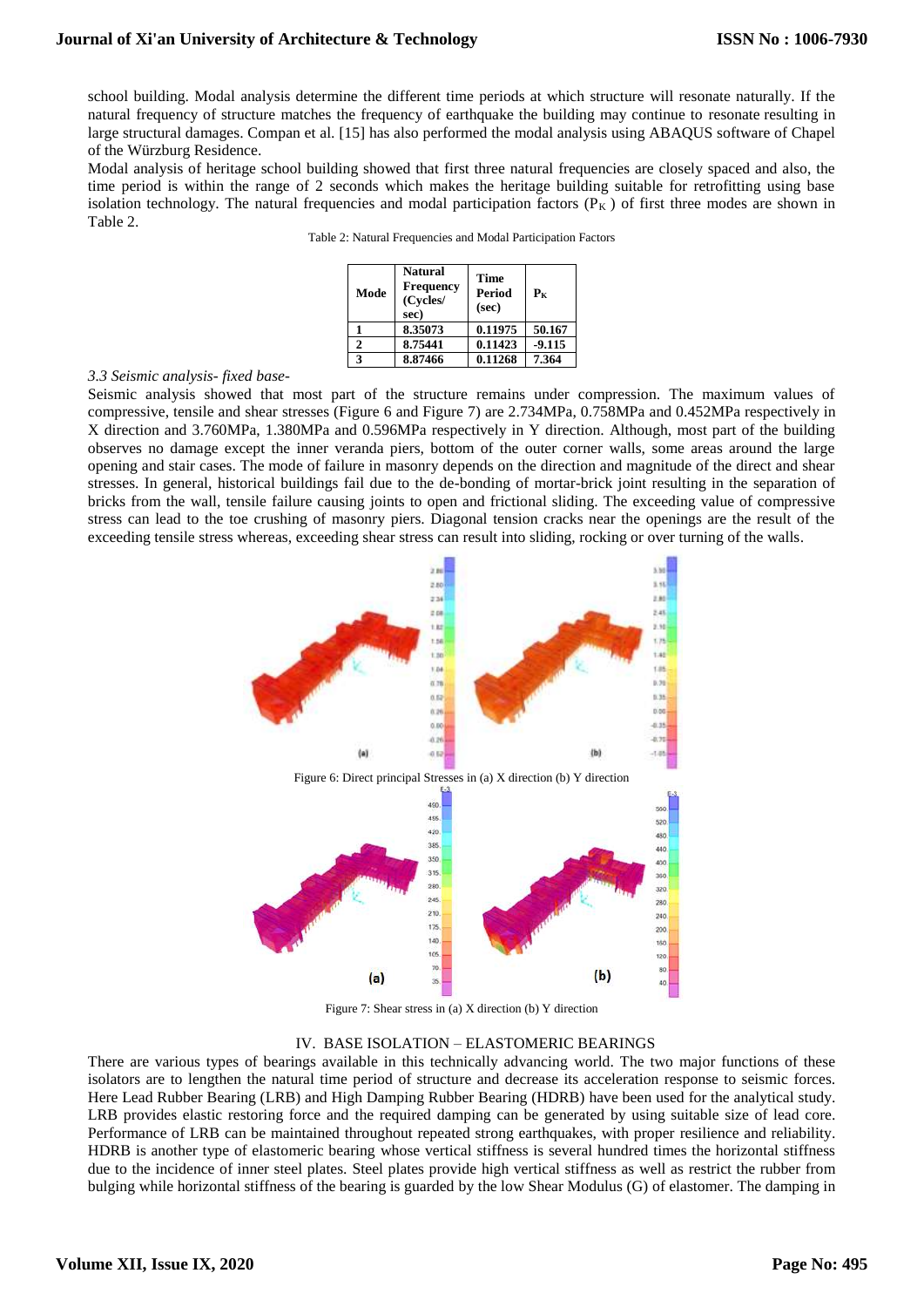school building. Modal analysis determine the different time periods at which structure will resonate naturally. If the natural frequency of structure matches the frequency of earthquake the building may continue to resonate resulting in large structural damages. Compan et al. [15] has also performed the modal analysis using ABAQUS software of Chapel of the Würzburg Residence.

Modal analysis of heritage school building showed that first three natural frequencies are closely spaced and also, the time period is within the range of 2 seconds which makes the heritage building suitable for retrofitting using base isolation technology. The natural frequencies and modal participation factors ($P_K$ ) of first three modes are shown in Table 2.

Table 2: Natural Frequencies and Modal Participation Factors

| Mode | Natural Frequency (Cycles/ sec) | Time Period (sec) | $P_K$ |
|---|---|---|---|
| 1 | 8.35073 | 0.11975 | 50.167 |
| 2 | 8.75441 | 0.11423 | -9.115 |
| 3 | 8.87466 | 0.11268 | 7.364 |

*3.3 Seismic analysis- fixed base-*

Seismic analysis showed that most part of the structure remains under compression. The maximum values of compressive, tensile and shear stresses (Figure 6 and Figure 7) are 2.734MPa, 0.758MPa and 0.452MPa respectively in X direction and 3.760MPa, 1.380MPa and 0.596MPa respectively in Y direction. Although, most part of the building observes no damage except the inner veranda piers, bottom of the outer corner walls, some areas around the large opening and stair cases. The mode of failure in masonry depends on the direction and magnitude of the direct and shear stresses. In general, historical buildings fail due to the de-bonding of mortar-brick joint resulting in the separation of bricks from the wall, tensile failure causing joints to open and frictional sliding. The exceeding value of compressive stress can lead to the toe crushing of masonry piers. Diagonal tension cracks near the openings are the result of the exceeding tensile stress whereas, exceeding shear stress can result into sliding, rocking or over turning of the walls.

Figure 6: Direct principal Stresses in (a) X direction (b) Y direction

Figure 7: Shear stress in (a) X direction (b) Y direction

## IV. BASE ISOLATION – ELASTOMERIC BEARINGS

There are various types of bearings available in this technically advancing world. The two major functions of these isolators are to lengthen the natural time period of structure and decrease its acceleration response to seismic forces. Here Lead Rubber Bearing (LRB) and High Damping Rubber Bearing (HDRB) have been used for the analytical study. LRB provides elastic restoring force and the required damping can be generated by using suitable size of lead core. Performance of LRB can be maintained throughout repeated strong earthquakes, with proper resilience and reliability. HDRB is another type of elastomeric bearing whose vertical stiffness is several hundred times the horizontal stiffness due to the incidence of inner steel plates. Steel plates provide high vertical stiffness as well as restrict the rubber from bulging while horizontal stiffness of the bearing is guarded by the low Shear Modulus (G) of elastomer. The damping in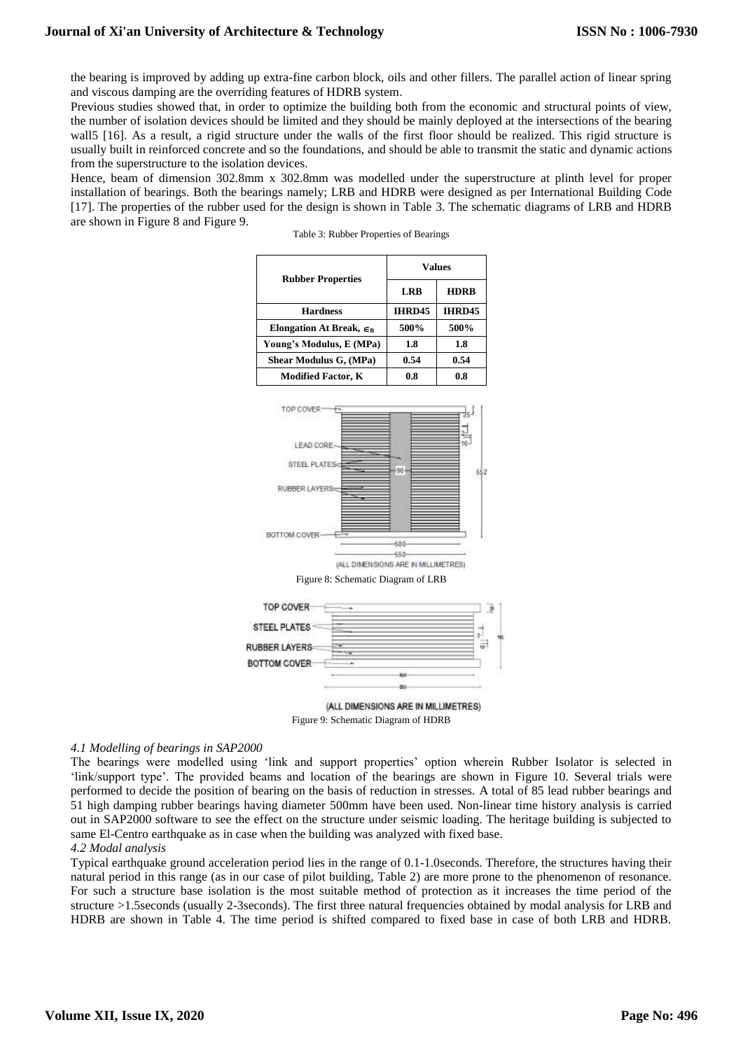the bearing is improved by adding up extra-fine carbon block, oils and other fillers. The parallel action of linear spring and viscous damping are the overriding features of HDRB system.

Previous studies showed that, in order to optimize the building both from the economic and structural points of view, the number of isolation devices should be limited and they should be mainly deployed at the intersections of the bearing wall5 [16]. As a result, a rigid structure under the walls of the first floor should be realized. This rigid structure is usually built in reinforced concrete and so the foundations, and should be able to transmit the static and dynamic actions from the superstructure to the isolation devices.

Hence, beam of dimension 302.8mm x 302.8mm was modelled under the superstructure at plinth level for proper installation of bearings. Both the bearings namely; LRB and HDRB were designed as per International Building Code [17]. The properties of the rubber used for the design is shown in Table 3. The schematic diagrams of LRB and HDRB are shown in Figure 8 and Figure 9.

Table 3: Rubber Properties of Bearings

| Rubber Properties | Values | |
|---|---|---|
| | LRB | HDRB |
| Hardness | IHRD45 | IHRD45 |
| Elongation At Break, $\epsilon_B$ | 500% | 500% |
| Young's Modulus, E (MPa) | 1.8 | 1.8 |
| Shear Modulus G, (MPa) | 0.54 | 0.54 |
| Modified Factor, K | 0.8 | 0.8 |

Figure 8: Schematic Diagram of LRB

Figure 9: Schematic Diagram of HDRB

*4.1 Modelling of bearings in SAP2000*

The bearings were modelled using 'link and support properties' option wherein Rubber Isolator is selected in 'link/support type'. The provided beams and location of the bearings are shown in Figure 10. Several trials were performed to decide the position of bearing on the basis of reduction in stresses. A total of 85 lead rubber bearings and 51 high damping rubber bearings having diameter 500mm have been used. Non-linear time history analysis is carried out in SAP2000 software to see the effect on the structure under seismic loading. The heritage building is subjected to same El-Centro earthquake as in case when the building was analyzed with fixed base.

*4.2 Modal analysis*

Typical earthquake ground acceleration period lies in the range of 0.1-1.0seconds. Therefore, the structures having their natural period in this range (as in our case of pilot building, Table 2) are more prone to the phenomenon of resonance. For such a structure base isolation is the most suitable method of protection as it increases the time period of the structure >1.5seconds (usually 2-3seconds). The first three natural frequencies obtained by modal analysis for LRB and HDRB are shown in Table 4. The time period is shifted compared to fixed base in case of both LRB and HDRB.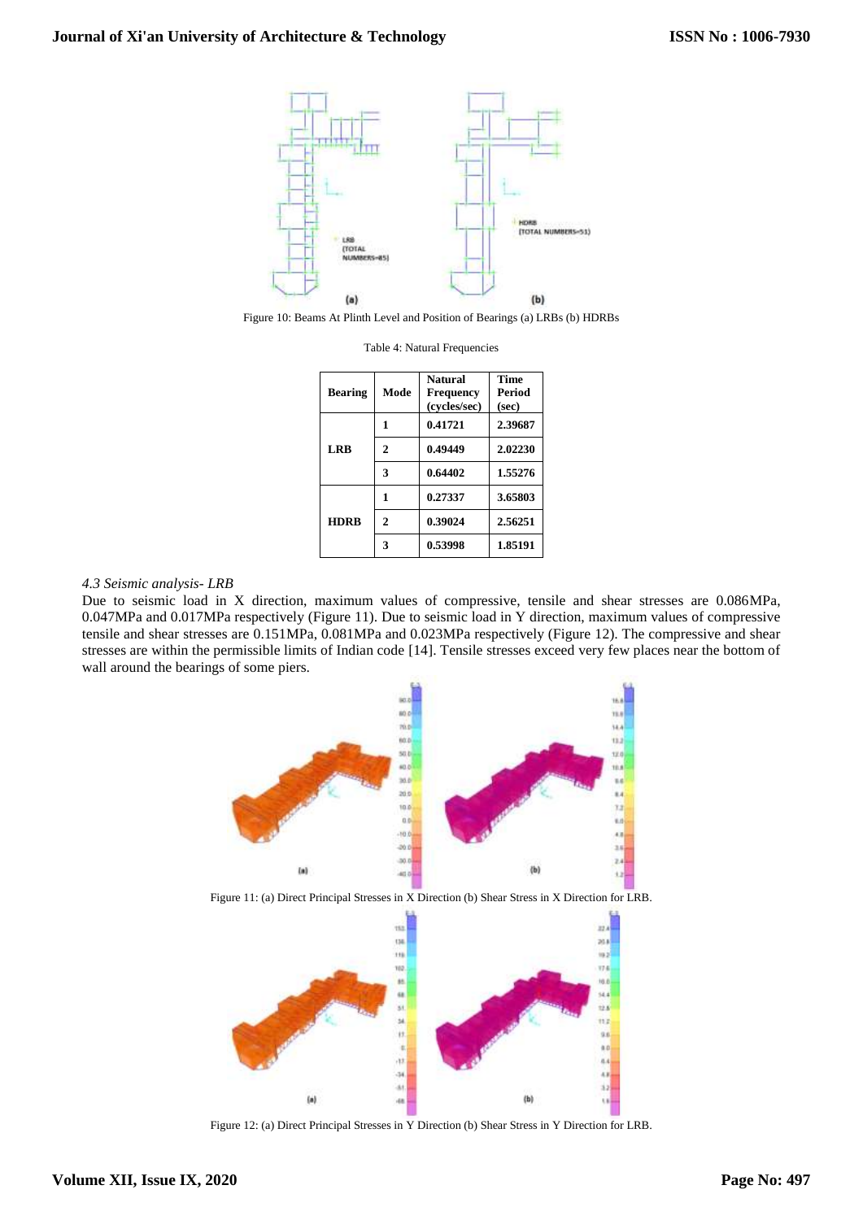Figure 10: Beams At Plinth Level and Position of Bearings (a) LRBs (b) HDRBs

Table 4: Natural Frequencies

| Bearing | Mode | Natural Frequency (cycles/sec) | Time Period (sec) |
|---|---|---|---|
| LRB | 1 | 0.41721 | 2.39687 |
| | 2 | 0.49449 | 2.02230 |
| | 3 | 0.64402 | 1.55276 |
| HDRB | 1 | 0.27337 | 3.65803 |
| | 2 | 0.39024 | 2.56251 |
| | 3 | 0.53998 | 1.85191 |

*4.3 Seismic analysis- LRB*

Due to seismic load in X direction, maximum values of compressive, tensile and shear stresses are 0.086MPa, 0.047MPa and 0.017MPa respectively (Figure 11). Due to seismic load in Y direction, maximum values of compressive tensile and shear stresses are 0.151MPa, 0.081MPa and 0.023MPa respectively (Figure 12). The compressive and shear stresses are within the permissible limits of Indian code [14]. Tensile stresses exceed very few places near the bottom of wall around the bearings of some piers.

Figure 11: (a) Direct Principal Stresses in X Direction (b) Shear Stress in X Direction for LRB.

Figure 12: (a) Direct Principal Stresses in Y Direction (b) Shear Stress in Y Direction for LRB.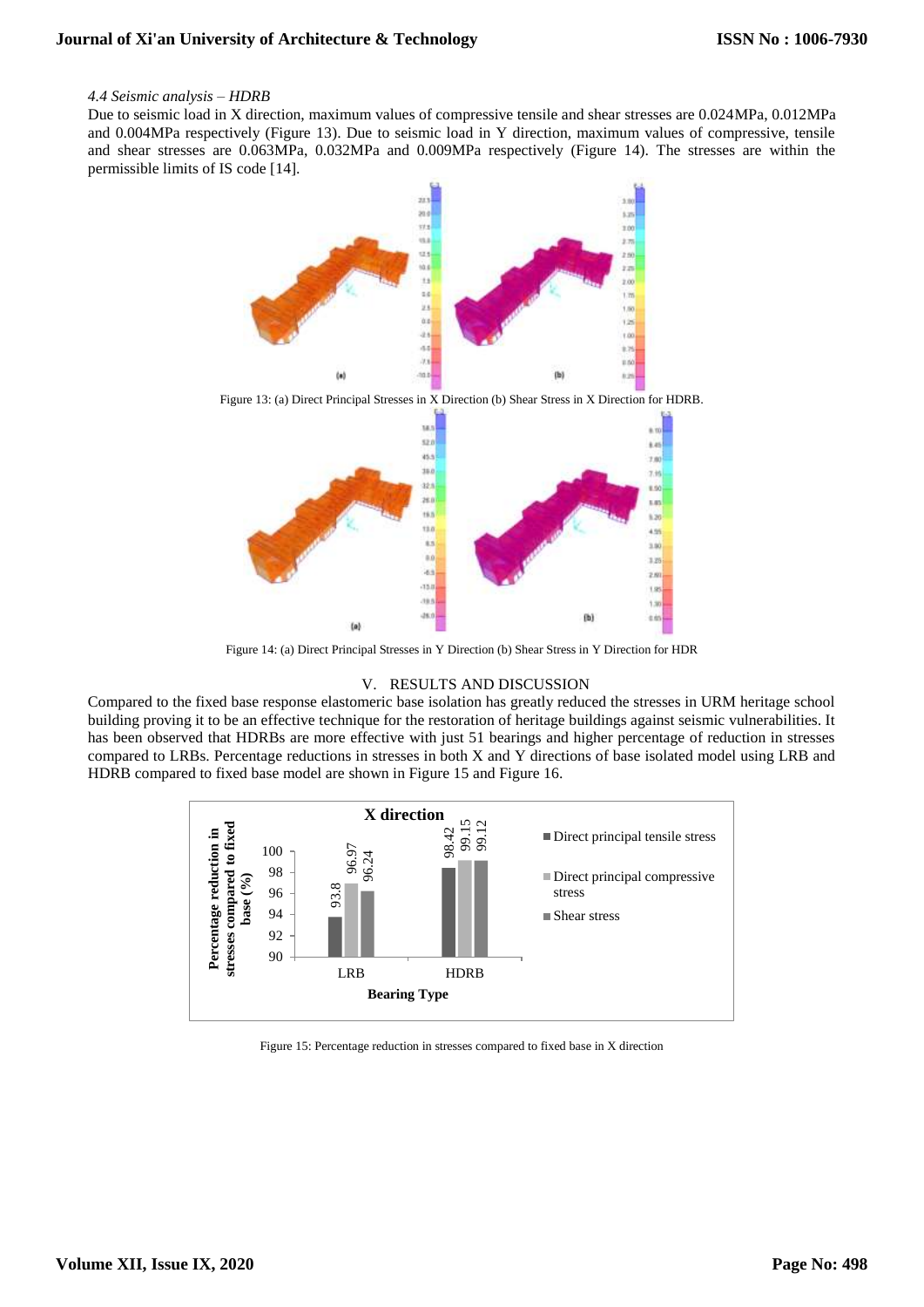*4.4 Seismic analysis – HDRB*

Due to seismic load in X direction, maximum values of compressive tensile and shear stresses are 0.024MPa, 0.012MPa and 0.004MPa respectively (Figure 13). Due to seismic load in Y direction, maximum values of compressive, tensile and shear stresses are 0.063MPa, 0.032MPa and 0.009MPa respectively (Figure 14). The stresses are within the permissible limits of IS code [14].

Figure 13: (a) Direct Principal Stresses in X Direction (b) Shear Stress in X Direction for HDRB.

Figure 14: (a) Direct Principal Stresses in Y Direction (b) Shear Stress in Y Direction for HDR

## V. RESULTS AND DISCUSSION

Compared to the fixed base response elastomeric base isolation has greatly reduced the stresses in URM heritage school building proving it to be an effective technique for the restoration of heritage buildings against seismic vulnerabilities. It has been observed that HDRBs are more effective with just 51 bearings and higher percentage of reduction in stresses compared to LRBs. Percentage reductions in stresses in both X and Y directions of base isolated model using LRB and HDRB compared to fixed base model are shown in Figure 15 and Figure 16.

**X direction**

| Bearing Type | Direct principal tensile stress | Direct principal compressive stress | Shear stress |
|---|---|---|---|
| LRB | 93.8 | 96.97 | 96.24 |
| HDRB | 98.42 | 99.15 | 99.12 |

Figure 15: Percentage reduction in stresses compared to fixed base in X direction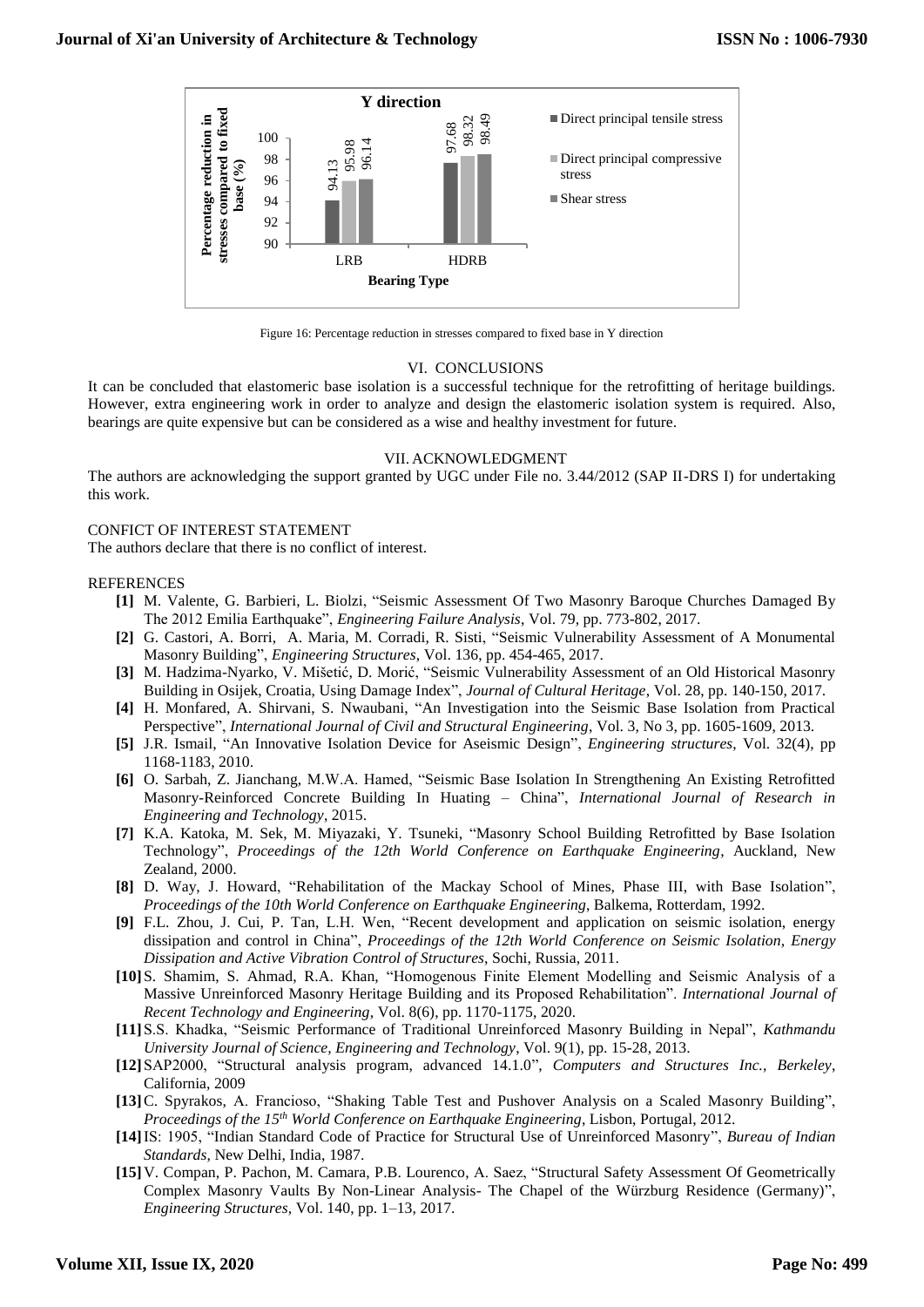Figure 16: Percentage reduction in stresses compared to fixed base in Y direction

## VI. CONCLUSIONS

It can be concluded that elastomeric base isolation is a successful technique for the retrofitting of heritage buildings. However, extra engineering work in order to analyze and design the elastomeric isolation system is required. Also, bearings are quite expensive but can be considered as a wise and healthy investment for future.

## VII. ACKNOWLEDGMENT

The authors are acknowledging the support granted by UGC under File no. 3.44/2012 (SAP II-DRS I) for undertaking this work.

## CONFICT OF INTEREST STATEMENT

The authors declare that there is no conflict of interest.

## REFERENCES

- **[1]** M. Valente, G. Barbieri, L. Biolzi, "Seismic Assessment Of Two Masonry Baroque Churches Damaged By The 2012 Emilia Earthquake", *Engineering Failure Analysis*, Vol. 79, pp. 773-802, 2017.
- **[2]** G. Castori, A. Borri, A. Maria, M. Corradi, R. Sisti, "Seismic Vulnerability Assessment of A Monumental Masonry Building", *Engineering Structures*, Vol. 136, pp. 454-465, 2017.
- **[3]** M. Hadzima-Nyarko, V. Mišetić, D. Morić, "Seismic Vulnerability Assessment of an Old Historical Masonry Building in Osijek, Croatia, Using Damage Index", *Journal of Cultural Heritage*, Vol. 28, pp. 140-150, 2017.
- **[4]** H. Monfared, A. Shirvani, S. Nwaubani, "An Investigation into the Seismic Base Isolation from Practical Perspective", *International Journal of Civil and Structural Engineering*, Vol. 3, No 3, pp. 1605-1609, 2013.
- **[5]** J.R. Ismail, "An Innovative Isolation Device for Aseismic Design", *Engineering structures*, Vol. 32(4), pp 1168-1183, 2010.
- **[6]** O. Sarbah, Z. Jianchang, M.W.A. Hamed, "Seismic Base Isolation In Strengthening An Existing Retrofitted Masonry-Reinforced Concrete Building In Huating – China", *International Journal of Research in Engineering and Technology*, 2015.
- **[7]** K.A. Katoka, M. Sek, M. Miyazaki, Y. Tsuneki, "Masonry School Building Retrofitted by Base Isolation Technology", *Proceedings of the 12th World Conference on Earthquake Engineering*, Auckland, New Zealand, 2000.
- **[8]** D. Way, J. Howard, "Rehabilitation of the Mackay School of Mines, Phase III, with Base Isolation", *Proceedings of the 10th World Conference on Earthquake Engineering*, Balkema, Rotterdam, 1992.
- **[9]** F.L. Zhou, J. Cui, P. Tan, L.H. Wen, "Recent development and application on seismic isolation, energy dissipation and control in China", *Proceedings of the 12th World Conference on Seismic Isolation, Energy Dissipation and Active Vibration Control of Structures*, Sochi, Russia, 2011.
- **[10]** S. Shamim, S. Ahmad, R.A. Khan, "Homogenous Finite Element Modelling and Seismic Analysis of a Massive Unreinforced Masonry Heritage Building and its Proposed Rehabilitation". *International Journal of Recent Technology and Engineering*, Vol. 8(6), pp. 1170-1175, 2020.
- **[11]** S.S. Khadka, "Seismic Performance of Traditional Unreinforced Masonry Building in Nepal", *Kathmandu University Journal of Science, Engineering and Technology*, Vol. 9(1), pp. 15-28, 2013.
- **[12]** SAP2000, "Structural analysis program, advanced 14.1.0", *Computers and Structures Inc., Berkeley*, California, 2009
- **[13]** C. Spyrakos, A. Francioso, "Shaking Table Test and Pushover Analysis on a Scaled Masonry Building", *Proceedings of the 15th World Conference on Earthquake Engineering*, Lisbon, Portugal, 2012.
- **[14]** IS: 1905, "Indian Standard Code of Practice for Structural Use of Unreinforced Masonry", *Bureau of Indian Standards*, New Delhi, India, 1987.
- **[15]** V. Compan, P. Pachon, M. Camara, P.B. Lourenco, A. Saez, "Structural Safety Assessment Of Geometrically Complex Masonry Vaults By Non-Linear Analysis- The Chapel of the Würzburg Residence (Germany)", *Engineering Structures*, Vol. 140, pp. 1–13, 2017.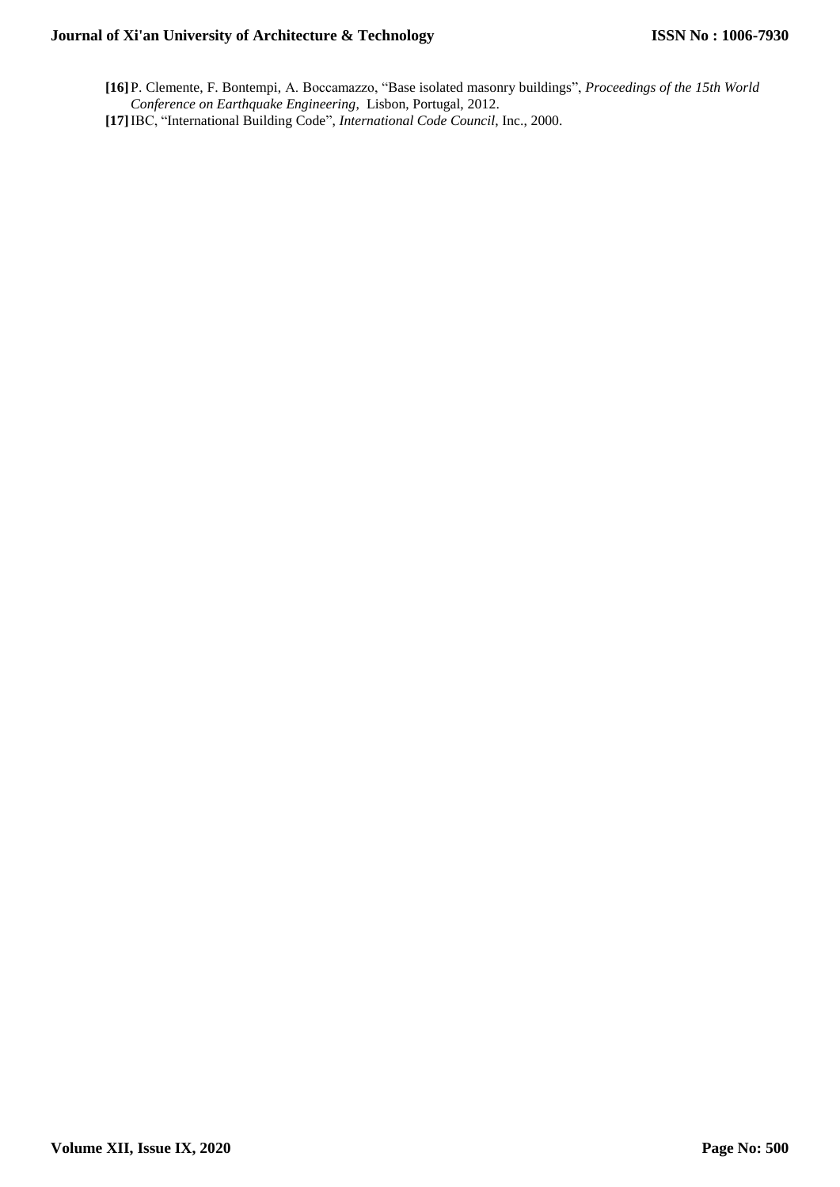[16] P. Clemente, F. Bontempi, A. Boccamazzo, "Base isolated masonry buildings", *Proceedings of the 15th World Conference on Earthquake Engineering*, Lisbon, Portugal, 2012.

[17] IBC, "International Building Code", *International Code Council*, Inc., 2000.